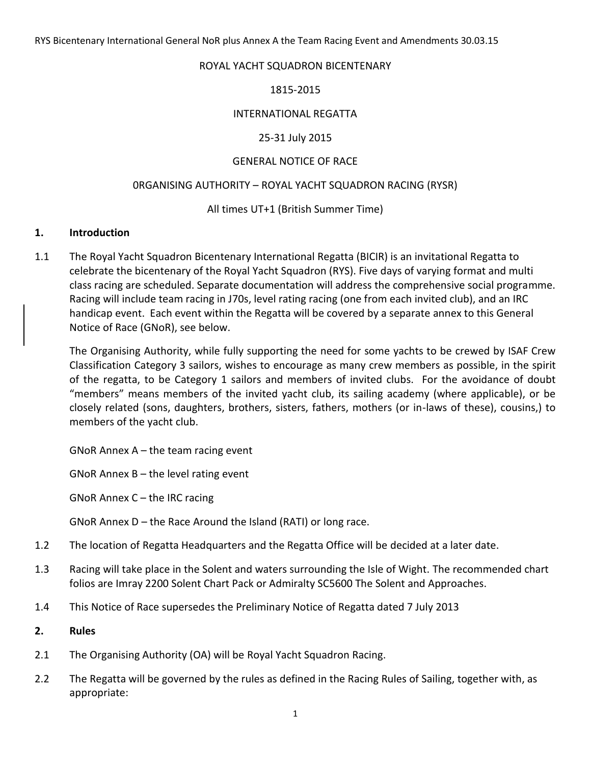ROYAL YACHT SQUADRON BICENTENARY

1815-2015

INTERNATIONAL REGATTA

25-31 July 2015

GENERAL NOTICE OF RACE

0RGANISING AUTHORITY – ROYAL YACHT SQUADRON RACING (RYSR)

All times UT+1 (British Summer Time)

## 1. Introduction

1.1 The Royal Yacht Squadron Bicentenary International Regatta (BICIR) is an invitational Regatta to celebrate the bicentenary of the Royal Yacht Squadron (RYS). Five days of varying format and multi class racing are scheduled. Separate documentation will address the comprehensive social programme. Racing will include team racing in J70s, level rating racing (one from each invited club), and an IRC handicap event. Each event within the Regatta will be covered by a separate annex to this General Notice of Race (GNoR), see below.

The Organising Authority, while fully supporting the need for some yachts to be crewed by ISAF Crew Classification Category 3 sailors, wishes to encourage as many crew members as possible, in the spirit of the regatta, to be Category 1 sailors and members of invited clubs. For the avoidance of doubt "members" means members of the invited yacht club, its sailing academy (where applicable), or be closely related (sons, daughters, brothers, sisters, fathers, mothers (or in-laws of these), cousins,) to members of the yacht club.

GNoR Annex A – the team racing event

GNoR Annex B – the level rating event

GNoR Annex C – the IRC racing

GNoR Annex D – the Race Around the Island (RATI) or long race.

1.2 The location of Regatta Headquarters and the Regatta Office will be decided at a later date.

1.3 Racing will take place in the Solent and waters surrounding the Isle of Wight. The recommended chart folios are Imray 2200 Solent Chart Pack or Admiralty SC5600 The Solent and Approaches.

1.4 This Notice of Race supersedes the Preliminary Notice of Regatta dated 7 July 2013

## 2. Rules

2.1 The Organising Authority (OA) will be Royal Yacht Squadron Racing.

2.2 The Regatta will be governed by the rules as defined in the Racing Rules of Sailing, together with, as appropriate: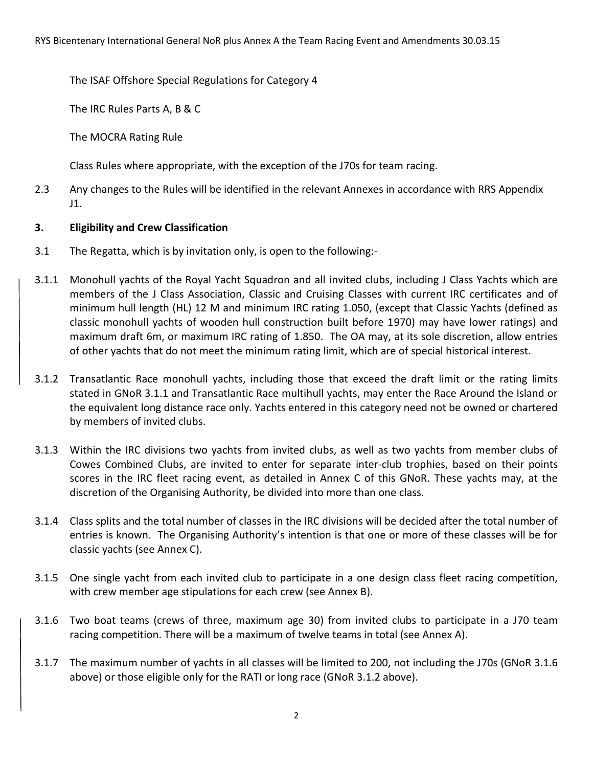The ISAF Offshore Special Regulations for Category 4

The IRC Rules Parts A, B & C

The MOCRA Rating Rule

Class Rules where appropriate, with the exception of the J70s for team racing.

2.3 Any changes to the Rules will be identified in the relevant Annexes in accordance with RRS Appendix J1.

## 3. Eligibility and Crew Classification

3.1 The Regatta, which is by invitation only, is open to the following:-

3.1.1 Monohull yachts of the Royal Yacht Squadron and all invited clubs, including J Class Yachts which are members of the J Class Association, Classic and Cruising Classes with current IRC certificates and of minimum hull length (HL) 12 M and minimum IRC rating 1.050, (except that Classic Yachts (defined as classic monohull yachts of wooden hull construction built before 1970) may have lower ratings) and maximum draft 6m, or maximum IRC rating of 1.850. The OA may, at its sole discretion, allow entries of other yachts that do not meet the minimum rating limit, which are of special historical interest.

3.1.2 Transatlantic Race monohull yachts, including those that exceed the draft limit or the rating limits stated in GNoR 3.1.1 and Transatlantic Race multihull yachts, may enter the Race Around the Island or the equivalent long distance race only. Yachts entered in this category need not be owned or chartered by members of invited clubs.

3.1.3 Within the IRC divisions two yachts from invited clubs, as well as two yachts from member clubs of Cowes Combined Clubs, are invited to enter for separate inter-club trophies, based on their points scores in the IRC fleet racing event, as detailed in Annex C of this GNoR. These yachts may, at the discretion of the Organising Authority, be divided into more than one class.

3.1.4 Class splits and the total number of classes in the IRC divisions will be decided after the total number of entries is known. The Organising Authority's intention is that one or more of these classes will be for classic yachts (see Annex C).

3.1.5 One single yacht from each invited club to participate in a one design class fleet racing competition, with crew member age stipulations for each crew (see Annex B).

3.1.6 Two boat teams (crews of three, maximum age 30) from invited clubs to participate in a J70 team racing competition. There will be a maximum of twelve teams in total (see Annex A).

3.1.7 The maximum number of yachts in all classes will be limited to 200, not including the J70s (GNoR 3.1.6 above) or those eligible only for the RATI or long race (GNoR 3.1.2 above).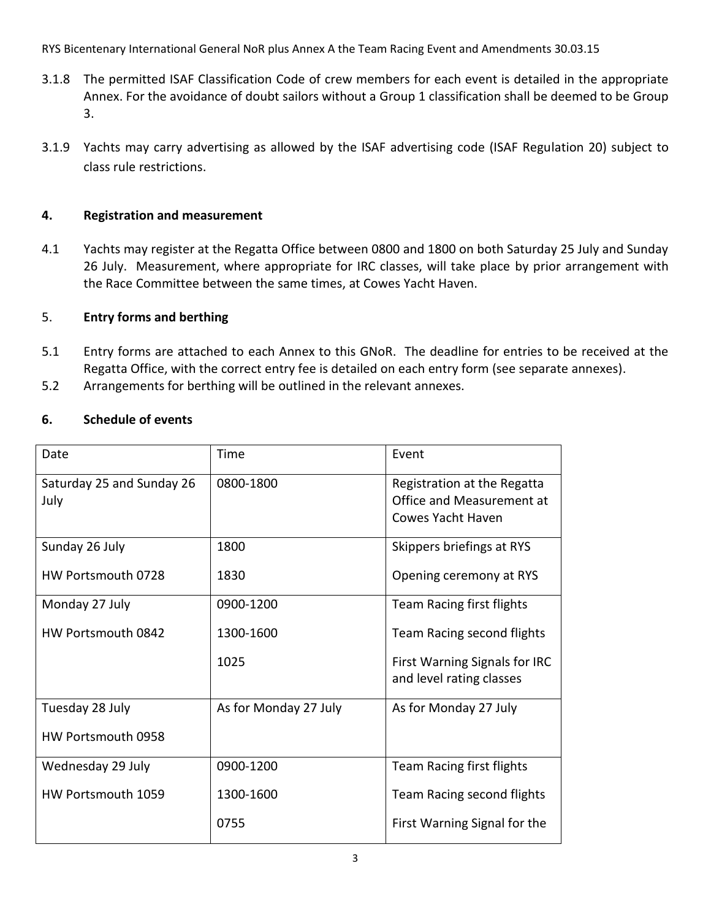3.1.8 The permitted ISAF Classification Code of crew members for each event is detailed in the appropriate Annex. For the avoidance of doubt sailors without a Group 1 classification shall be deemed to be Group 3.

3.1.9 Yachts may carry advertising as allowed by the ISAF advertising code (ISAF Regulation 20) subject to class rule restrictions.

## 4. Registration and measurement

4.1 Yachts may register at the Regatta Office between 0800 and 1800 on both Saturday 25 July and Sunday 26 July. Measurement, where appropriate for IRC classes, will take place by prior arrangement with the Race Committee between the same times, at Cowes Yacht Haven.

## 5. Entry forms and berthing

5.1 Entry forms are attached to each Annex to this GNoR. The deadline for entries to be received at the Regatta Office, with the correct entry fee is detailed on each entry form (see separate annexes).

5.2 Arrangements for berthing will be outlined in the relevant annexes.

## 6. Schedule of events

| Date | Time | Event |
|---|---|---|
| Saturday 25 and Sunday 26 July | 0800-1800 | Registration at the Regatta Office and Measurement at Cowes Yacht Haven |
| Sunday 26 July<br>HW Portsmouth 0728 | 1800<br>1830 | Skippers briefings at RYS<br>Opening ceremony at RYS |
| Monday 27 July<br>HW Portsmouth 0842 | 0900-1200<br>1300-1600<br>1025 | Team Racing first flights<br>Team Racing second flights<br>First Warning Signals for IRC and level rating classes |
| Tuesday 28 July<br>HW Portsmouth 0958 | As for Monday 27 July | As for Monday 27 July |
| Wednesday 29 July<br>HW Portsmouth 1059 | 0900-1200<br>1300-1600<br>0755 | Team Racing first flights<br>Team Racing second flights<br>First Warning Signal for the |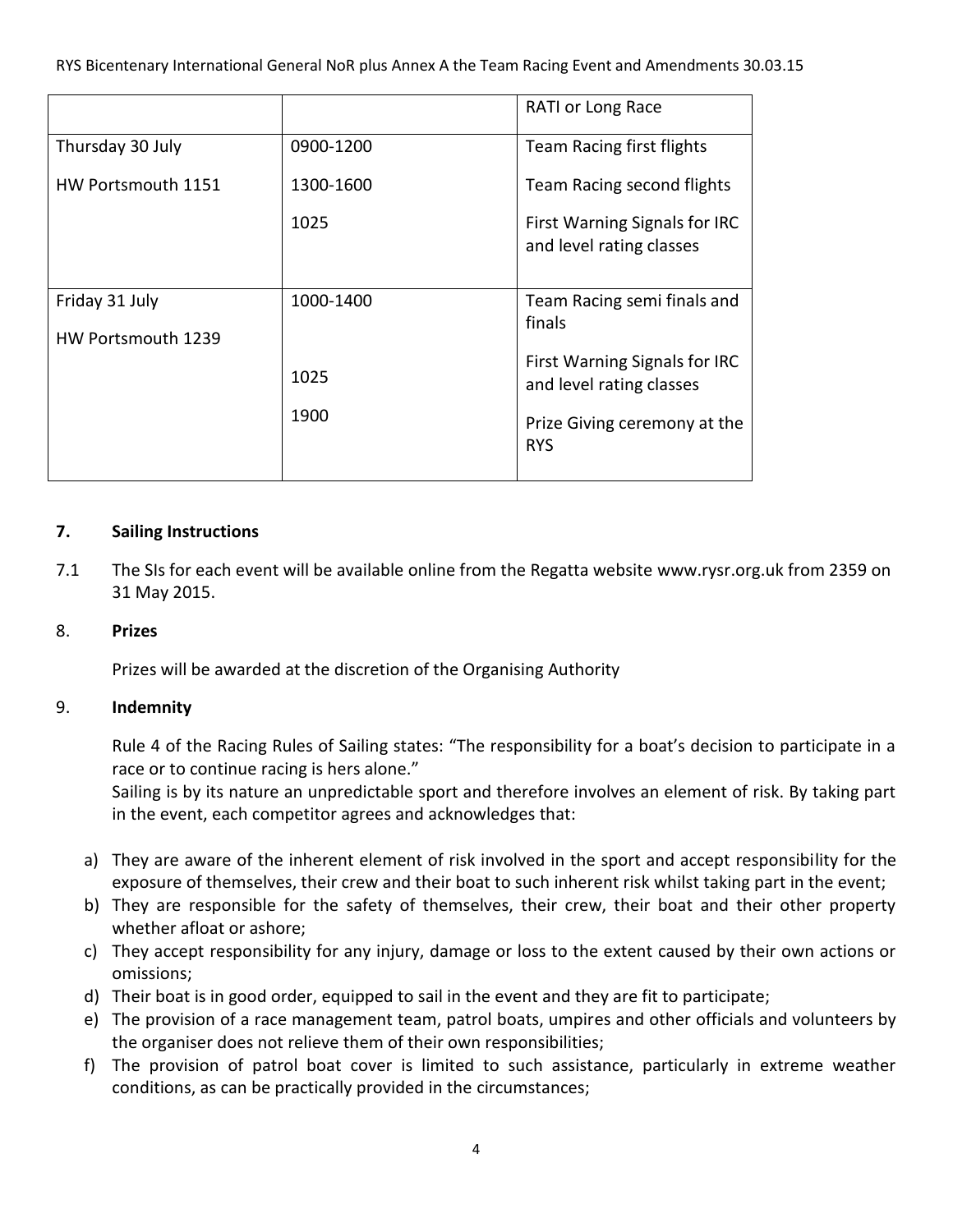| | | RATI or Long Race |
|---|---|---|
| Thursday 30 July<br>HW Portsmouth 1151 | 0900-1200<br>1300-1600<br>1025 | Team Racing first flights<br>Team Racing second flights<br>First Warning Signals for IRC and level rating classes |
| Friday 31 July<br>HW Portsmouth 1239 | 1000-1400<br>1025<br>1900 | Team Racing semi finals and finals<br>First Warning Signals for IRC and level rating classes<br>Prize Giving ceremony at the RYS |

## 7. Sailing Instructions

7.1 The SIs for each event will be available online from the Regatta website www.rysr.org.uk from 2359 on 31 May 2015.

## 8. Prizes

Prizes will be awarded at the discretion of the Organising Authority

## 9. Indemnity

Rule 4 of the Racing Rules of Sailing states: "The responsibility for a boat's decision to participate in a race or to continue racing is hers alone."

Sailing is by its nature an unpredictable sport and therefore involves an element of risk. By taking part in the event, each competitor agrees and acknowledges that:

a) They are aware of the inherent element of risk involved in the sport and accept responsibility for the exposure of themselves, their crew and their boat to such inherent risk whilst taking part in the event;
b) They are responsible for the safety of themselves, their crew, their boat and their other property whether afloat or ashore;
c) They accept responsibility for any injury, damage or loss to the extent caused by their own actions or omissions;
d) Their boat is in good order, equipped to sail in the event and they are fit to participate;
e) The provision of a race management team, patrol boats, umpires and other officials and volunteers by the organiser does not relieve them of their own responsibilities;
f) The provision of patrol boat cover is limited to such assistance, particularly in extreme weather conditions, as can be practically provided in the circumstances;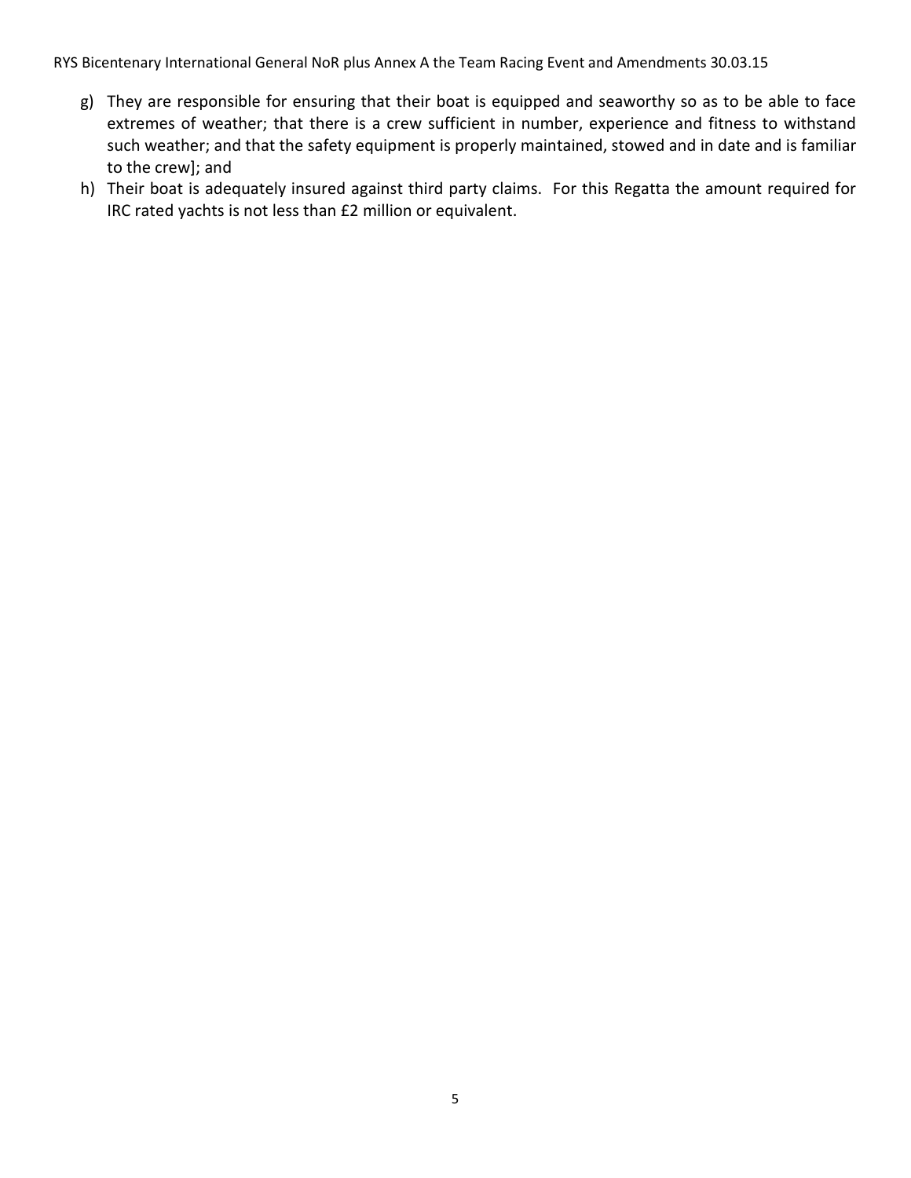g) They are responsible for ensuring that their boat is equipped and seaworthy so as to be able to face extremes of weather; that there is a crew sufficient in number, experience and fitness to withstand such weather; and that the safety equipment is properly maintained, stowed and in date and is familiar to the crew]; and
h) Their boat is adequately insured against third party claims. For this Regatta the amount required for IRC rated yachts is not less than £2 million or equivalent.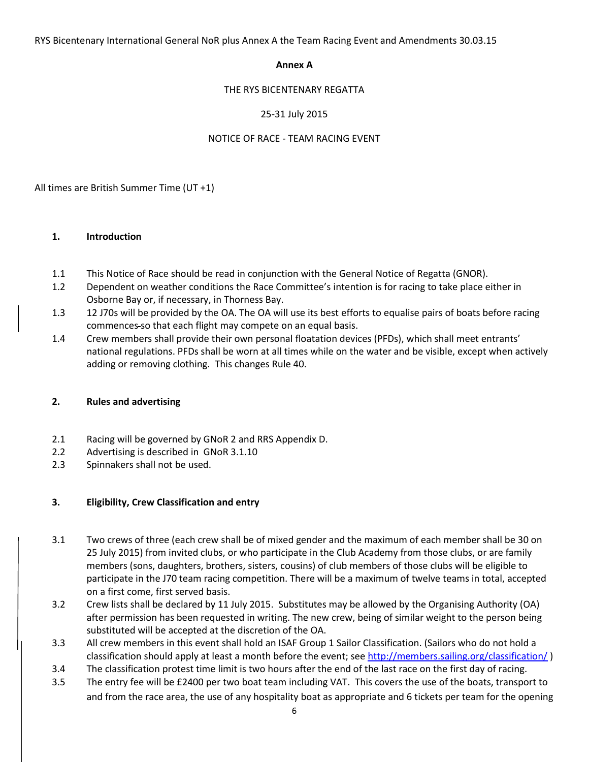**Annex A**

THE RYS BICENTENARY REGATTA

25-31 July 2015

NOTICE OF RACE - TEAM RACING EVENT

All times are British Summer Time (UT +1)

## 1. Introduction

1.1 This Notice of Race should be read in conjunction with the General Notice of Regatta (GNOR).

1.2 Dependent on weather conditions the Race Committee's intention is for racing to take place either in Osborne Bay or, if necessary, in Thorness Bay.

1.3 12 J70s will be provided by the OA. The OA will use its best efforts to equalise pairs of boats before racing commences so that each flight may compete on an equal basis.

1.4 Crew members shall provide their own personal floatation devices (PFDs), which shall meet entrants' national regulations. PFDs shall be worn at all times while on the water and be visible, except when actively adding or removing clothing. This changes Rule 40.

## 2. Rules and advertising

2.1 Racing will be governed by GNoR 2 and RRS Appendix D.

2.2 Advertising is described in GNoR 3.1.10

2.3 Spinnakers shall not be used.

## 3. Eligibility, Crew Classification and entry

3.1 Two crews of three (each crew shall be of mixed gender and the maximum of each member shall be 30 on 25 July 2015) from invited clubs, or who participate in the Club Academy from those clubs, or are family members (sons, daughters, brothers, sisters, cousins) of club members of those clubs will be eligible to participate in the J70 team racing competition. There will be a maximum of twelve teams in total, accepted on a first come, first served basis.

3.2 Crew lists shall be declared by 11 July 2015. Substitutes may be allowed by the Organising Authority (OA) after permission has been requested in writing. The new crew, being of similar weight to the person being substituted will be accepted at the discretion of the OA.

3.3 All crew members in this event shall hold an ISAF Group 1 Sailor Classification. (Sailors who do not hold a classification should apply at least a month before the event; see http://members.sailing.org/classification/ )

3.4 The classification protest time limit is two hours after the end of the last race on the first day of racing.

3.5 The entry fee will be £2400 per two boat team including VAT. This covers the use of the boats, transport to and from the race area, the use of any hospitality boat as appropriate and 6 tickets per team for the opening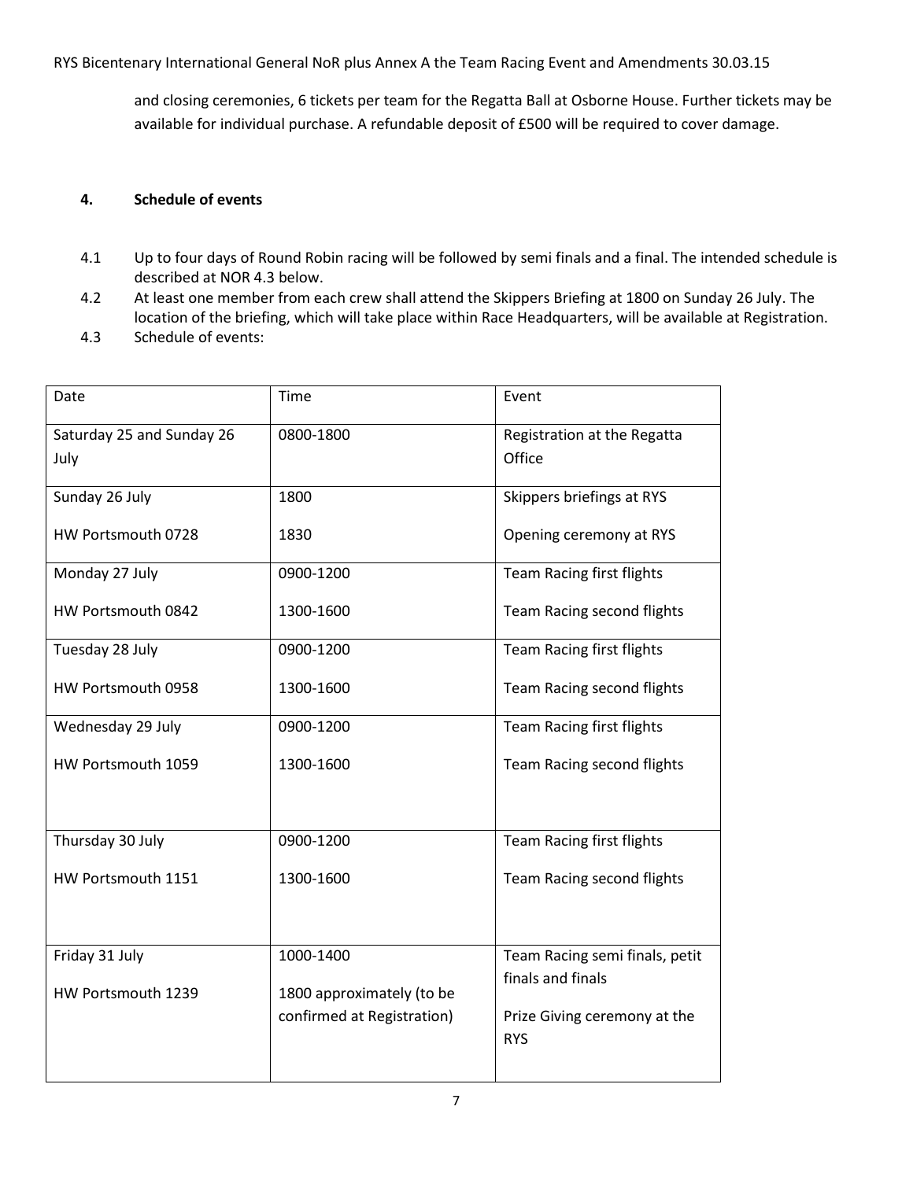and closing ceremonies, 6 tickets per team for the Regatta Ball at Osborne House. Further tickets may be available for individual purchase. A refundable deposit of £500 will be required to cover damage.

## 4. Schedule of events

4.1 Up to four days of Round Robin racing will be followed by semi finals and a final. The intended schedule is described at NOR 4.3 below.

4.2 At least one member from each crew shall attend the Skippers Briefing at 1800 on Sunday 26 July. The location of the briefing, which will take place within Race Headquarters, will be available at Registration.

4.3 Schedule of events:

| Date | Time | Event |
|---|---|---|
| Saturday 25 and Sunday 26 July | 0800-1800 | Registration at the Regatta Office |
| Sunday 26 July<br>HW Portsmouth 0728 | 1800<br>1830 | Skippers briefings at RYS<br>Opening ceremony at RYS |
| Monday 27 July<br>HW Portsmouth 0842 | 0900-1200<br>1300-1600 | Team Racing first flights<br>Team Racing second flights |
| Tuesday 28 July<br>HW Portsmouth 0958 | 0900-1200<br>1300-1600 | Team Racing first flights<br>Team Racing second flights |
| Wednesday 29 July<br>HW Portsmouth 1059 | 0900-1200<br>1300-1600 | Team Racing first flights<br>Team Racing second flights |
| Thursday 30 July<br>HW Portsmouth 1151 | 0900-1200<br>1300-1600 | Team Racing first flights<br>Team Racing second flights |
| Friday 31 July<br>HW Portsmouth 1239 | 1000-1400<br>1800 approximately (to be confirmed at Registration) | Team Racing semi finals, petit finals and finals<br>Prize Giving ceremony at the RYS |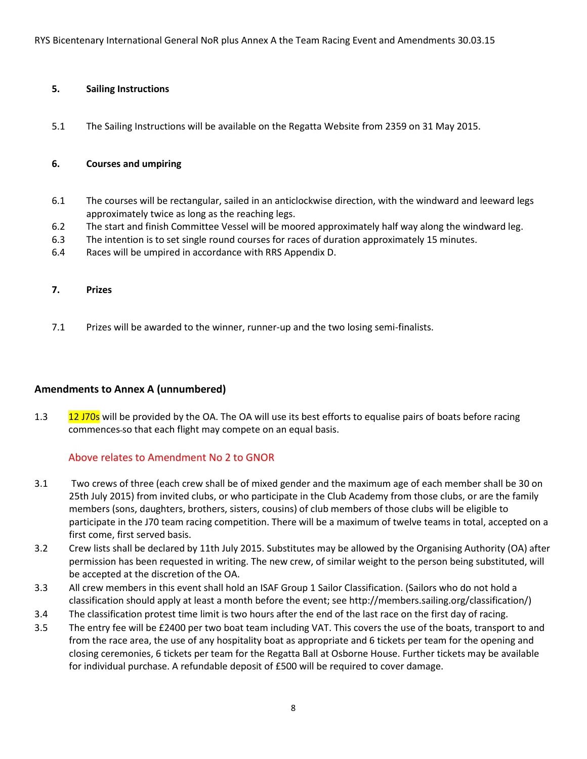### 5. Sailing Instructions

5.1 The Sailing Instructions will be available on the Regatta Website from 2359 on 31 May 2015.

### 6. Courses and umpiring

6.1 The courses will be rectangular, sailed in an anticlockwise direction, with the windward and leeward legs approximately twice as long as the reaching legs.

6.2 The start and finish Committee Vessel will be moored approximately half way along the windward leg.

6.3 The intention is to set single round courses for races of duration approximately 15 minutes.

6.4 Races will be umpired in accordance with RRS Appendix D.

### 7. Prizes

7.1 Prizes will be awarded to the winner, runner-up and the two losing semi-finalists.

## Amendments to Annex A (unnumbered)

1.3 12 J70s will be provided by the OA. The OA will use its best efforts to equalise pairs of boats before racing commences so that each flight may compete on an equal basis.

Above relates to Amendment No 2 to GNOR

3.1 Two crews of three (each crew shall be of mixed gender and the maximum age of each member shall be 30 on 25th July 2015) from invited clubs, or who participate in the Club Academy from those clubs, or are the family members (sons, daughters, brothers, sisters, cousins) of club members of those clubs will be eligible to participate in the J70 team racing competition. There will be a maximum of twelve teams in total, accepted on a first come, first served basis.

3.2 Crew lists shall be declared by 11th July 2015. Substitutes may be allowed by the Organising Authority (OA) after permission has been requested in writing. The new crew, of similar weight to the person being substituted, will be accepted at the discretion of the OA.

3.3 All crew members in this event shall hold an ISAF Group 1 Sailor Classification. (Sailors who do not hold a classification should apply at least a month before the event; see http://members.sailing.org/classification/)

3.4 The classification protest time limit is two hours after the end of the last race on the first day of racing.

3.5 The entry fee will be £2400 per two boat team including VAT. This covers the use of the boats, transport to and from the race area, the use of any hospitality boat as appropriate and 6 tickets per team for the opening and closing ceremonies, 6 tickets per team for the Regatta Ball at Osborne House. Further tickets may be available for individual purchase. A refundable deposit of £500 will be required to cover damage.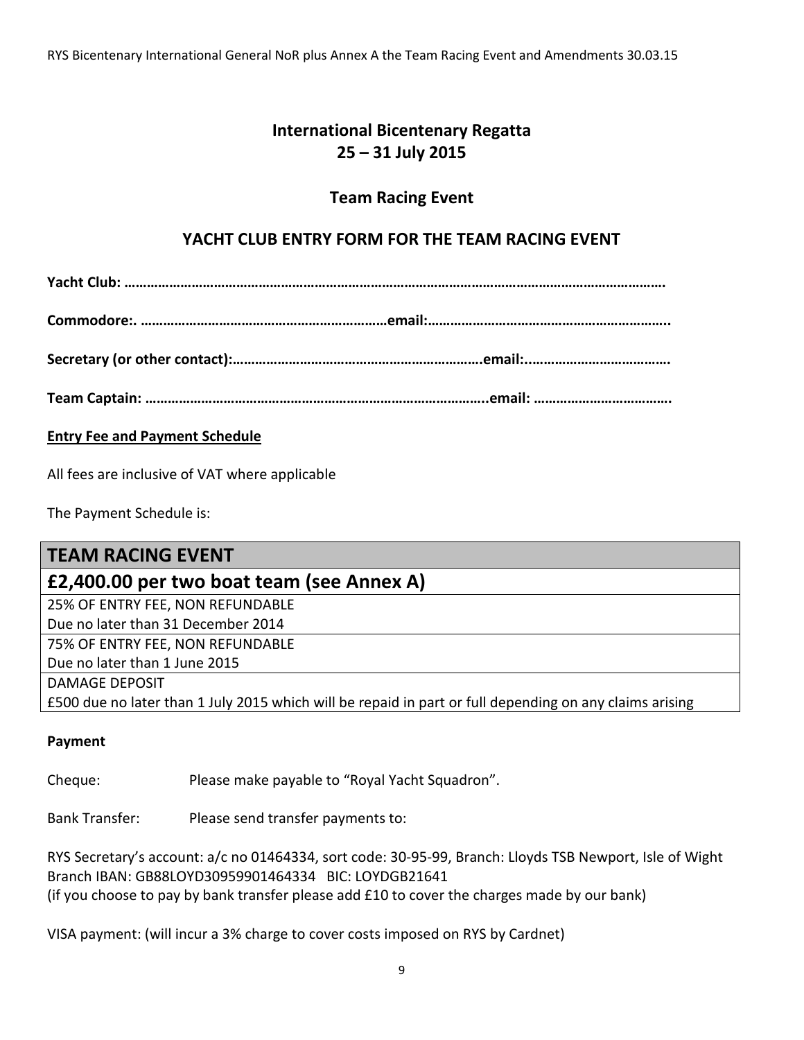## International Bicentenary Regatta
## 25 – 31 July 2015

### Team Racing Event

### YACHT CLUB ENTRY FORM FOR THE TEAM RACING EVENT

**Yacht Club: ……………………………………………………………………………………………………………………………….**

**Commodore:. …………………………………………………………email:………………………………………………………..**

**Secretary (or other contact):………………………………………………………..email:..……………………………….**

**Team Captain: ……………………………………………………………………………..email: ……………………………….**

**Entry Fee and Payment Schedule**

All fees are inclusive of VAT where applicable

The Payment Schedule is:

| TEAM RACING EVENT |
|---|
| **£2,400.00 per two boat team (see Annex A)** |
| 25% OF ENTRY FEE, NON REFUNDABLE<br>Due no later than 31 December 2014 |
| 75% OF ENTRY FEE, NON REFUNDABLE<br>Due no later than 1 June 2015 |
| DAMAGE DEPOSIT<br>£500 due no later than 1 July 2015 which will be repaid in part or full depending on any claims arising |

**Payment**

Cheque: Please make payable to "Royal Yacht Squadron".

Bank Transfer: Please send transfer payments to:

RYS Secretary's account: a/c no 01464334, sort code: 30-95-99, Branch: Lloyds TSB Newport, Isle of Wight
Branch IBAN: GB88LOYD30959901464334 BIC: LOYDGB21641
(if you choose to pay by bank transfer please add £10 to cover the charges made by our bank)

VISA payment: (will incur a 3% charge to cover costs imposed on RYS by Cardnet)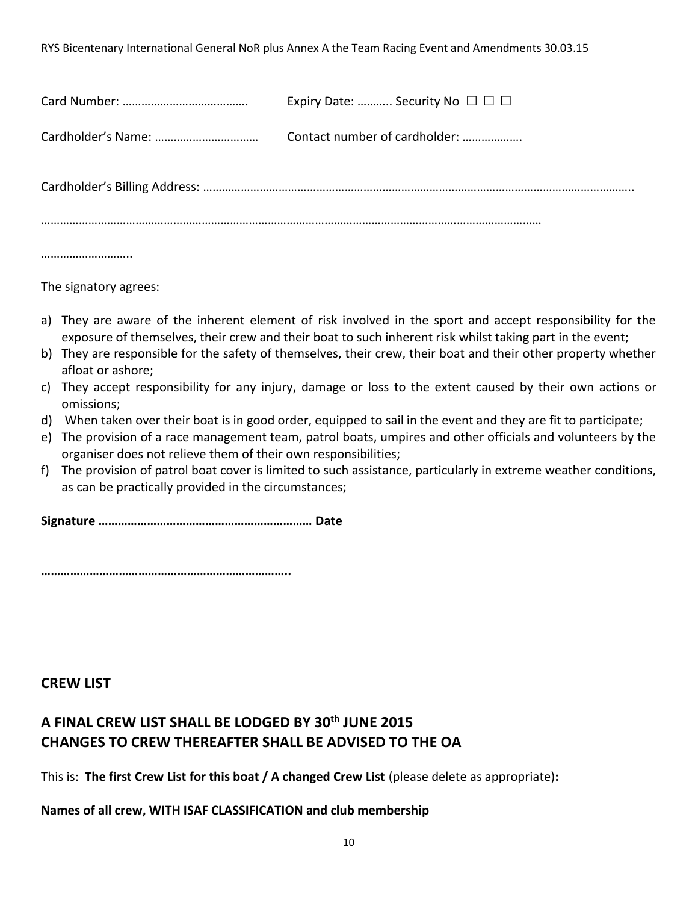Card Number: …………………………………. Expiry Date: ……….. Security No ☐ ☐ ☐

Cardholder's Name: …………………………… Contact number of cardholder: ……………….

Cardholder's Billing Address: ……………………………………………………………………………………………………………………..

……………………………………………………………………………………………………………………………………

………………………..

The signatory agrees:

a) They are aware of the inherent element of risk involved in the sport and accept responsibility for the exposure of themselves, their crew and their boat to such inherent risk whilst taking part in the event;
b) They are responsible for the safety of themselves, their crew, their boat and their other property whether afloat or ashore;
c) They accept responsibility for any injury, damage or loss to the extent caused by their own actions or omissions;
d) When taken over their boat is in good order, equipped to sail in the event and they are fit to participate;
e) The provision of a race management team, patrol boats, umpires and other officials and volunteers by the organiser does not relieve them of their own responsibilities;
f) The provision of patrol boat cover is limited to such assistance, particularly in extreme weather conditions, as can be practically provided in the circumstances;

**Signature ………………………………………………………… Date**

**…………………………………………………………………..**

## CREW LIST

## A FINAL CREW LIST SHALL BE LODGED BY 30th JUNE 2015 CHANGES TO CREW THEREAFTER SHALL BE ADVISED TO THE OA

This is: **The first Crew List for this boat / A changed Crew List** (please delete as appropriate)**:**

**Names of all crew, WITH ISAF CLASSIFICATION and club membership**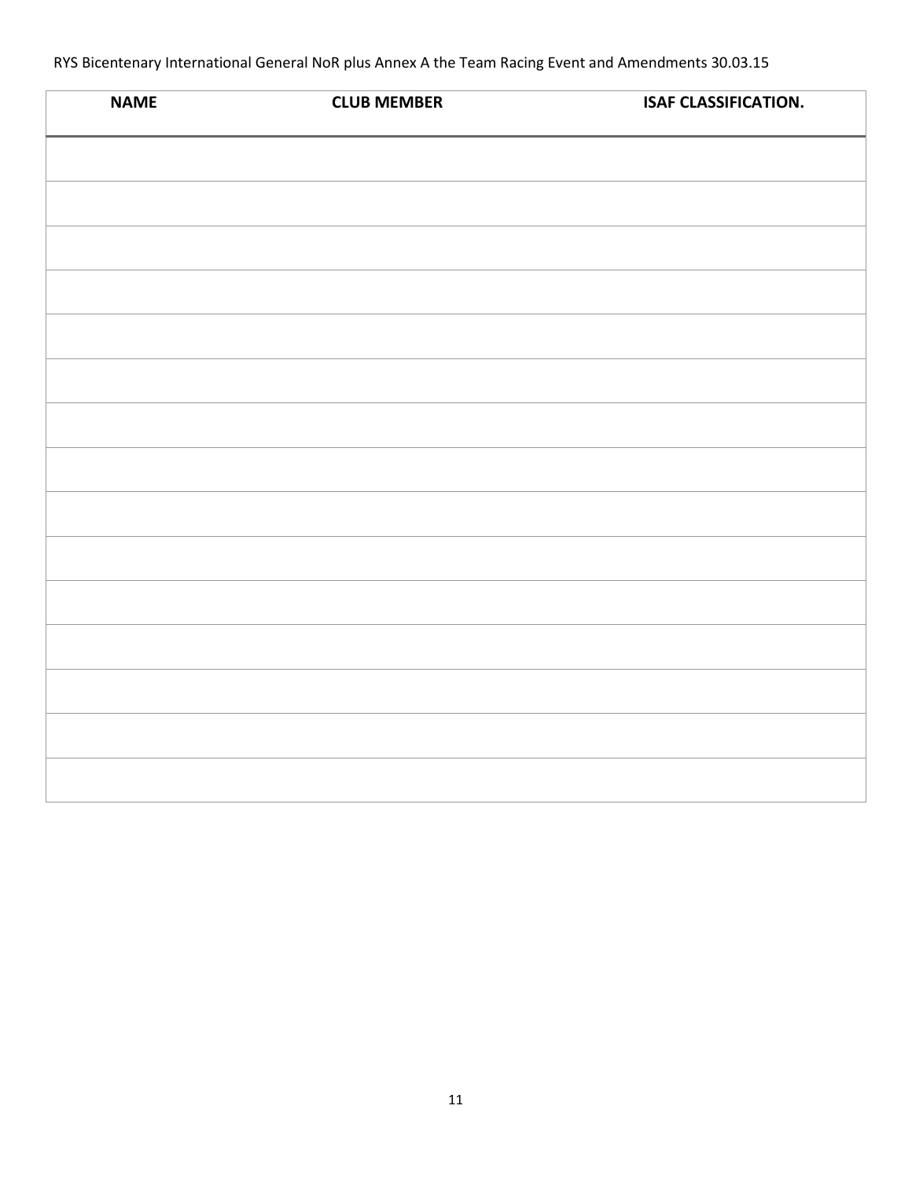| NAME | CLUB MEMBER | ISAF CLASSIFICATION. |
|---|---|---|
| | | |
| | | |
| | | |
| | | |
| | | |
| | | |
| | | |
| | | |
| | | |
| | | |
| | | |
| | | |
| | | |
| | | |
| | | |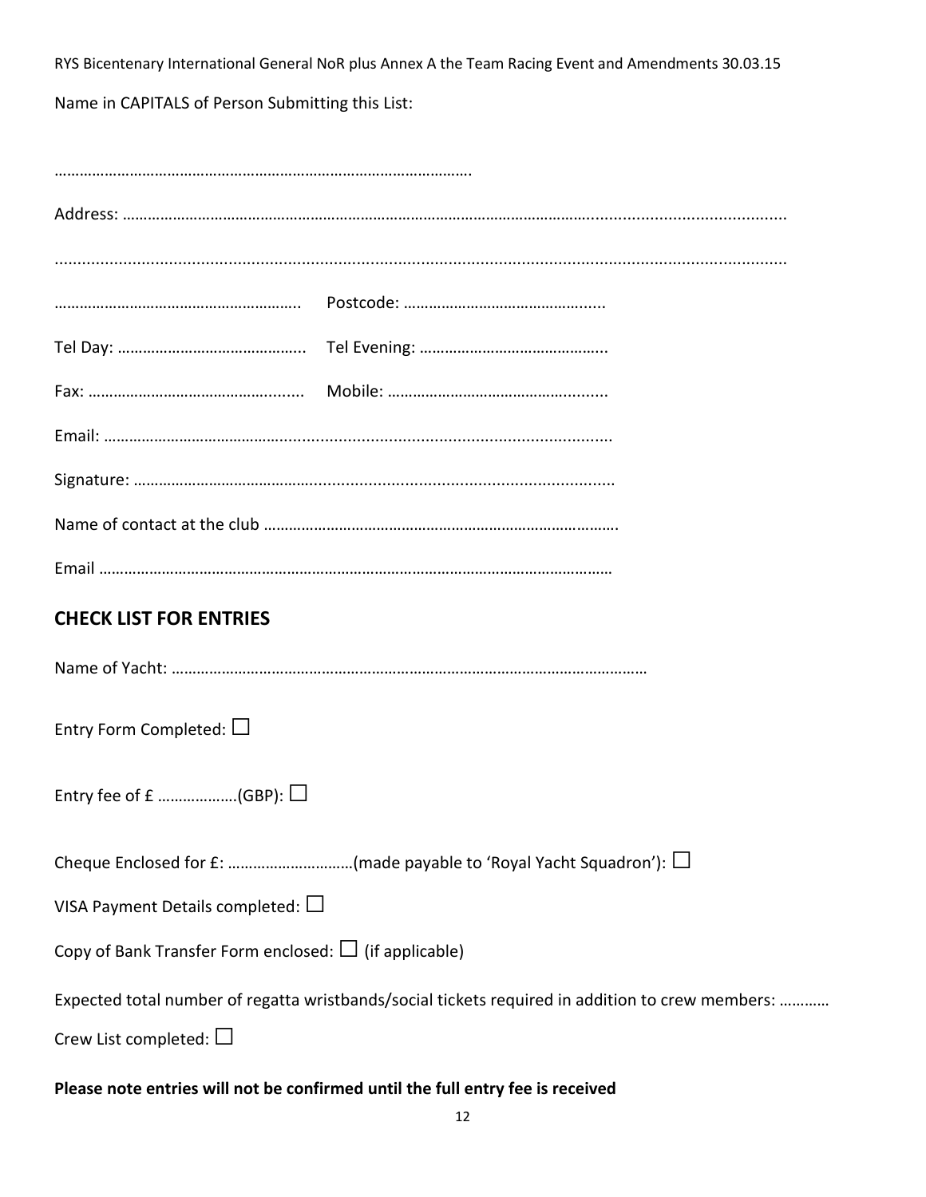Name in CAPITALS of Person Submitting this List:

……………………………………………………………………………………….

Address: ……………………………………………………………………………………………………………………………………

……………………………………………………………………………………………………………………………………………………

…………………………………………………. Postcode: ………………………………………...

Tel Day: …………………………………….. Tel Evening: ……………………………………..

Fax: ………………………………………….... Mobile: …………………………………………......

Email: …………………………………………………………………………………………………….

Signature: …………………………………………………………………………………………….

Name of contact at the club ………………………………………………………………………….

Email …………………………………………………………………………………………………………

## CHECK LIST FOR ENTRIES

Name of Yacht: ……………………………………………………………………………………………………

Entry Form Completed: ☐

Entry fee of £ ……………….(GBP): ☐

Cheque Enclosed for £: …………………………(made payable to 'Royal Yacht Squadron'): ☐

VISA Payment Details completed: ☐

Copy of Bank Transfer Form enclosed: ☐ (if applicable)

Expected total number of regatta wristbands/social tickets required in addition to crew members: …………

Crew List completed: ☐

**Please note entries will not be confirmed until the full entry fee is received**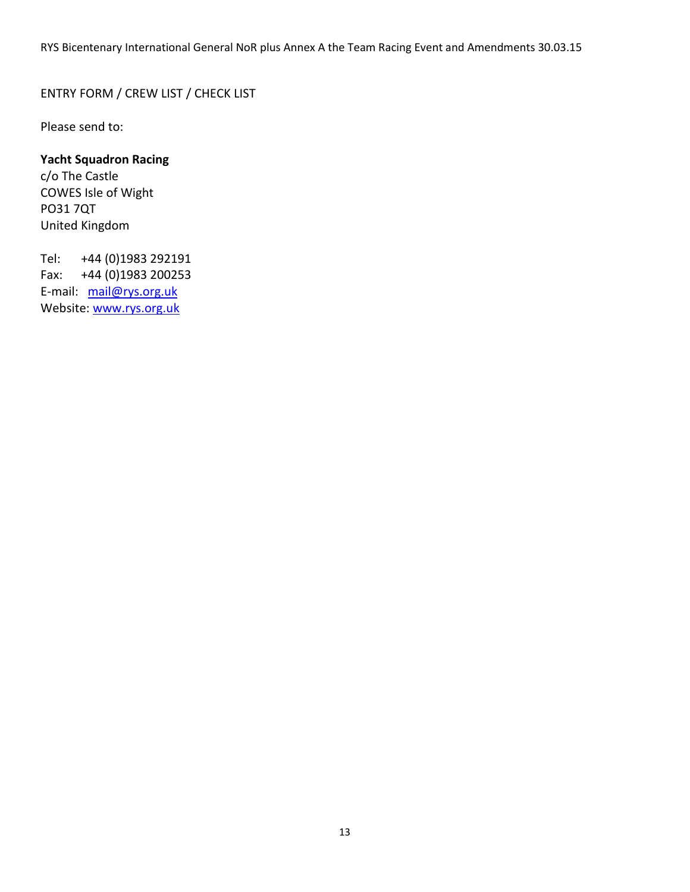ENTRY FORM / CREW LIST / CHECK LIST

Please send to:

**Yacht Squadron Racing**
c/o The Castle
COWES Isle of Wight
PO31 7QT
United Kingdom

Tel: +44 (0)1983 292191
Fax: +44 (0)1983 200253
E-mail: mail@rys.org.uk
Website: www.rys.org.uk